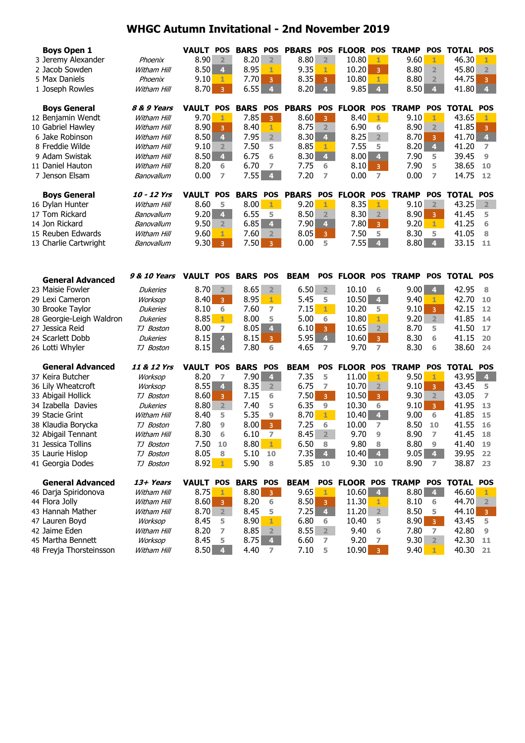# WHGC Autumn Invitational - 2nd November 2019

| Boys Open 1 | | VAULT | POS | BARS | POS | PBARS | POS | FLOOR | POS | TRAMP | POS | TOTAL | POS |
|---|---|---|---|---|---|---|---|---|---|---|---|---|---|
| 3 Jeremy Alexander | *Phoenix* | 8.90 | 2 | 8.20 | 2 | 8.80 | 2 | 10.80 | 1 | 9.60 | 1 | 46.30 | 1 |
| 2 Jacob Sowden | *Witham Hill* | 8.50 | 4 | 8.95 | 1 | 9.35 | 1 | 10.20 | 3 | 8.80 | 2 | 45.80 | 2 |
| 5 Max Daniels | *Phoenix* | 9.10 | 1 | 7.70 | 3 | 8.35 | 3 | 10.80 | 1 | 8.80 | 2 | 44.75 | 3 |
| 1 Joseph Rowles | *Witham Hill* | 8.70 | 3 | 6.55 | 4 | 8.20 | 4 | 9.85 | 4 | 8.50 | 4 | 41.80 | 4 |

| Boys General | *8 & 9 Years* | VAULT | POS | BARS | POS | PBARS | POS | FLOOR | POS | TRAMP | POS | TOTAL | POS |
|---|---|---|---|---|---|---|---|---|---|---|---|---|---|
| 12 Benjamin Wendt | *Witham Hill* | 9.70 | 1 | 7.85 | 3 | 8.60 | 3 | 8.40 | 1 | 9.10 | 1 | 43.65 | 1 |
| 10 Gabriel Hawley | *Witham Hill* | 8.90 | 3 | 8.40 | 1 | 8.75 | 2 | 6.90 | 6 | 8.90 | 2 | 41.85 | 3 |
| 6 Jake Robinson | *Witham Hill* | 8.50 | 4 | 7.95 | 2 | 8.30 | 4 | 8.25 | 2 | 8.70 | 3 | 41.70 | 4 |
| 8 Freddie Wilde | *Witham Hill* | 9.10 | 2 | 7.50 | 5 | 8.85 | 1 | 7.55 | 5 | 8.20 | 4 | 41.20 | 7 |
| 9 Adam Swistak | *Witham Hill* | 8.50 | 4 | 6.75 | 6 | 8.30 | 4 | 8.00 | 4 | 7.90 | 5 | 39.45 | 9 |
| 11 Daniel Hauton | *Witham Hill* | 8.20 | 6 | 6.70 | 7 | 7.75 | 6 | 8.10 | 3 | 7.90 | 5 | 38.65 | 10 |
| 7 Jenson Elsam | *Banovallum* | 0.00 | 7 | 7.55 | 4 | 7.20 | 7 | 0.00 | 7 | 0.00 | 7 | 14.75 | 12 |

| Boys General | *10 - 12 Yrs* | VAULT | POS | BARS | POS | PBARS | POS | FLOOR | POS | TRAMP | POS | TOTAL | POS |
|---|---|---|---|---|---|---|---|---|---|---|---|---|---|
| 16 Dylan Hunter | *Witham Hill* | 8.60 | 5 | 8.00 | 1 | 9.20 | 1 | 8.35 | 1 | 9.10 | 2 | 43.25 | 2 |
| 17 Tom Rickard | *Banovallum* | 9.20 | 4 | 6.55 | 5 | 8.50 | 2 | 8.30 | 2 | 8.90 | 3 | 41.45 | 5 |
| 14 Jon Rickard | *Banovallum* | 9.50 | 2 | 6.85 | 4 | 7.90 | 4 | 7.80 | 3 | 9.20 | 1 | 41.25 | 6 |
| 15 Reuben Edwards | *Witham Hill* | 9.60 | 1 | 7.60 | 2 | 8.05 | 3 | 7.50 | 5 | 8.30 | 5 | 41.05 | 8 |
| 13 Charlie Cartwright | *Banovallum* | 9.30 | 3 | 7.50 | 3 | 0.00 | 5 | 7.55 | 4 | 8.80 | 4 | 33.15 | 11 |

| General Advanced | *9 & 10 Years* | VAULT | POS | BARS | POS | BEAM | POS | FLOOR | POS | TRAMP | POS | TOTAL | POS |
|---|---|---|---|---|---|---|---|---|---|---|---|---|---|
| 23 Maisie Fowler | *Dukeries* | 8.70 | 2 | 8.65 | 2 | 6.50 | 2 | 10.10 | 6 | 9.00 | 4 | 42.95 | 8 |
| 29 Lexi Cameron | *Worksop* | 8.40 | 3 | 8.95 | 1 | 5.45 | 5 | 10.50 | 4 | 9.40 | 1 | 42.70 | 10 |
| 30 Brooke Taylor | *Dukeries* | 8.10 | 6 | 7.60 | 7 | 7.15 | 1 | 10.20 | 5 | 9.10 | 3 | 42.15 | 12 |
| 28 Georgie-Leigh Waldron | *Dukeries* | 8.85 | 1 | 8.00 | 5 | 5.00 | 6 | 10.80 | 1 | 9.20 | 2 | 41.85 | 14 |
| 27 Jessica Reid | *TJ Boston* | 8.00 | 7 | 8.05 | 4 | 6.10 | 3 | 10.65 | 2 | 8.70 | 5 | 41.50 | 17 |
| 24 Scarlett Dobb | *Dukeries* | 8.15 | 4 | 8.15 | 3 | 5.95 | 4 | 10.60 | 3 | 8.30 | 6 | 41.15 | 20 |
| 26 Lotti Whyler | *TJ Boston* | 8.15 | 4 | 7.80 | 6 | 4.65 | 7 | 9.70 | 7 | 8.30 | 6 | 38.60 | 24 |

| General Advanced | *11 & 12 Yrs* | VAULT | POS | BARS | POS | BEAM | POS | FLOOR | POS | TRAMP | POS | TOTAL | POS |
|---|---|---|---|---|---|---|---|---|---|---|---|---|---|
| 37 Keira Butcher | *Worksop* | 8.20 | 7 | 7.90 | 4 | 7.35 | 5 | 11.00 | 1 | 9.50 | 1 | 43.95 | 4 |
| 36 Lily Wheatcroft | *Worksop* | 8.55 | 4 | 8.35 | 2 | 6.75 | 7 | 10.70 | 2 | 9.10 | 3 | 43.45 | 5 |
| 33 Abigail Hollick | *TJ Boston* | 8.60 | 3 | 7.15 | 6 | 7.50 | 3 | 10.50 | 3 | 9.30 | 2 | 43.05 | 7 |
| 34 Izabella Davies | *Dukeries* | 8.80 | 2 | 7.40 | 5 | 6.35 | 9 | 10.30 | 6 | 9.10 | 3 | 41.95 | 13 |
| 39 Stacie Grint | *Witham Hill* | 8.40 | 5 | 5.35 | 9 | 8.70 | 1 | 10.40 | 4 | 9.00 | 6 | 41.85 | 15 |
| 38 Klaudia Borycka | *TJ Boston* | 7.80 | 9 | 8.00 | 3 | 7.25 | 6 | 10.00 | 7 | 8.50 | 10 | 41.55 | 16 |
| 32 Abigail Tennant | *Witham Hill* | 8.30 | 6 | 6.10 | 7 | 8.45 | 2 | 9.70 | 9 | 8.90 | 7 | 41.45 | 18 |
| 31 Jessica Tollins | *TJ Boston* | 7.50 | 10 | 8.80 | 1 | 6.50 | 8 | 9.80 | 8 | 8.80 | 9 | 41.40 | 19 |
| 35 Laurie Hislop | *TJ Boston* | 8.05 | 8 | 5.10 | 10 | 7.35 | 4 | 10.40 | 4 | 9.05 | 4 | 39.95 | 22 |
| 41 Georgia Dodes | *TJ Boston* | 8.92 | 1 | 5.90 | 8 | 5.85 | 10 | 9.30 | 10 | 8.90 | 7 | 38.87 | 23 |

| General Advanced | *13+ Years* | VAULT | POS | BARS | POS | BEAM | POS | FLOOR | POS | TRAMP | POS | TOTAL | POS |
|---|---|---|---|---|---|---|---|---|---|---|---|---|---|
| 46 Darja Spiridonova | *Witham Hill* | 8.75 | 1 | 8.80 | 3 | 9.65 | 1 | 10.60 | 4 | 8.80 | 4 | 46.60 | 1 |
| 44 Flora Jolly | *Witham Hill* | 8.60 | 3 | 8.20 | 6 | 8.50 | 3 | 11.30 | 1 | 8.10 | 6 | 44.70 | 2 |
| 43 Hannah Mather | *Witham Hill* | 8.70 | 2 | 8.45 | 5 | 7.25 | 4 | 11.20 | 2 | 8.50 | 5 | 44.10 | 3 |
| 47 Lauren Boyd | *Worksop* | 8.45 | 5 | 8.90 | 1 | 6.80 | 6 | 10.40 | 5 | 8.90 | 3 | 43.45 | 5 |
| 42 Jaime Eden | *Witham Hill* | 8.20 | 7 | 8.85 | 2 | 8.55 | 2 | 9.40 | 6 | 7.80 | 7 | 42.80 | 9 |
| 45 Martha Bennett | *Worksop* | 8.45 | 5 | 8.75 | 4 | 6.60 | 7 | 9.20 | 7 | 9.30 | 2 | 42.30 | 11 |
| 48 Freyja Thorsteinsson | *Witham Hill* | 8.50 | 4 | 4.40 | 7 | 7.10 | 5 | 10.90 | 3 | 9.40 | 1 | 40.30 | 21 |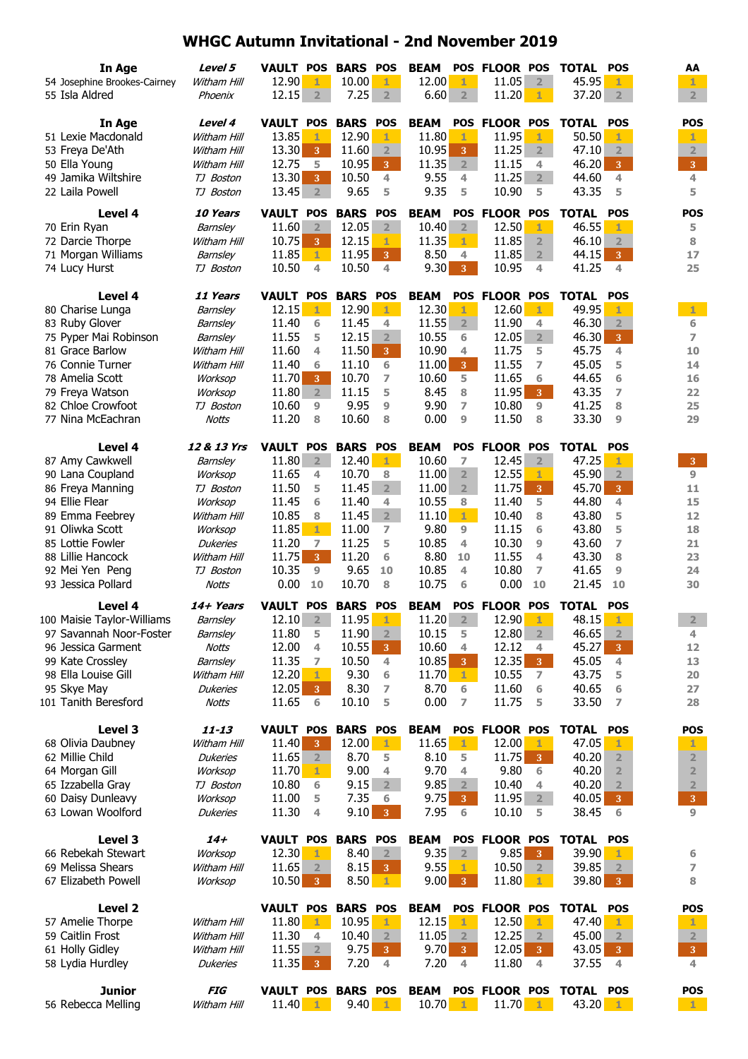# WHGC Autumn Invitational - 2nd November 2019

| In Age | Level 5 | VAULT | POS | BARS | POS | BEAM | POS | FLOOR | POS | TOTAL | POS | AA |
|---|---|---|---|---|---|---|---|---|---|---|---|---|
| 54 Josephine Brookes-Cairney | Witham Hill | 12.90 | 1 | 10.00 | 1 | 12.00 | 1 | 11.05 | 2 | 45.95 | 1 | 1 |
| 55 Isla Aldred | Phoenix | 12.15 | 2 | 7.25 | 2 | 6.60 | 2 | 11.20 | 1 | 37.20 | 2 | 2 |

| In Age | Level 4 | VAULT | POS | BARS | POS | BEAM | POS | FLOOR | POS | TOTAL | POS | POS |
|---|---|---|---|---|---|---|---|---|---|---|---|---|
| 51 Lexie Macdonald | Witham Hill | 13.85 | 1 | 12.90 | 1 | 11.80 | 1 | 11.95 | 1 | 50.50 | 1 | 1 |
| 53 Freya De'Ath | Witham Hill | 13.30 | 3 | 11.60 | 2 | 10.95 | 3 | 11.25 | 2 | 47.10 | 2 | 2 |
| 50 Ella Young | Witham Hill | 12.75 | 5 | 10.95 | 3 | 11.35 | 2 | 11.15 | 4 | 46.20 | 3 | 3 |
| 49 Jamika Wiltshire | TJ Boston | 13.30 | 3 | 10.50 | 4 | 9.55 | 4 | 11.25 | 2 | 44.60 | 4 | 4 |
| 22 Laila Powell | TJ Boston | 13.45 | 2 | 9.65 | 5 | 9.35 | 5 | 10.90 | 5 | 43.35 | 5 | 5 |

| Level 4 | 10 Years | VAULT | POS | BARS | POS | BEAM | POS | FLOOR | POS | TOTAL | POS | POS |
|---|---|---|---|---|---|---|---|---|---|---|---|---|
| 70 Erin Ryan | Barnsley | 11.60 | 2 | 12.05 | 2 | 10.40 | 2 | 12.50 | 1 | 46.55 | 1 | 5 |
| 72 Darcie Thorpe | Witham Hill | 10.75 | 3 | 12.15 | 1 | 11.35 | 1 | 11.85 | 2 | 46.10 | 2 | 8 |
| 71 Morgan Williams | Barnsley | 11.85 | 1 | 11.95 | 3 | 8.50 | 4 | 11.85 | 2 | 44.15 | 3 | 17 |
| 74 Lucy Hurst | TJ Boston | 10.50 | 4 | 10.50 | 4 | 9.30 | 3 | 10.95 | 4 | 41.25 | 4 | 25 |

| Level 4 | 11 Years | VAULT | POS | BARS | POS | BEAM | POS | FLOOR | POS | TOTAL | POS | |
|---|---|---|---|---|---|---|---|---|---|---|---|---|
| 80 Charise Lunga | Barnsley | 12.15 | 1 | 12.90 | 1 | 12.30 | 1 | 12.60 | 1 | 49.95 | 1 | 1 |
| 83 Ruby Glover | Barnsley | 11.40 | 6 | 11.45 | 4 | 11.55 | 2 | 11.90 | 4 | 46.30 | 2 | 6 |
| 75 Pyper Mai Robinson | Barnsley | 11.55 | 5 | 12.15 | 2 | 10.55 | 6 | 12.05 | 2 | 46.30 | 3 | 7 |
| 81 Grace Barlow | Witham Hill | 11.60 | 4 | 11.50 | 3 | 10.90 | 4 | 11.75 | 5 | 45.75 | 4 | 10 |
| 76 Connie Turner | Witham Hill | 11.40 | 6 | 11.10 | 6 | 11.00 | 3 | 11.55 | 7 | 45.05 | 5 | 14 |
| 78 Amelia Scott | Worksop | 11.70 | 3 | 10.70 | 7 | 10.60 | 5 | 11.65 | 6 | 44.65 | 6 | 16 |
| 79 Freya Watson | Worksop | 11.80 | 2 | 11.15 | 5 | 8.45 | 8 | 11.95 | 3 | 43.35 | 7 | 22 |
| 82 Chloe Crowfoot | TJ Boston | 10.60 | 9 | 9.95 | 9 | 9.90 | 7 | 10.80 | 9 | 41.25 | 8 | 25 |
| 77 Nina McEachran | Notts | 11.20 | 8 | 10.60 | 8 | 0.00 | 9 | 11.50 | 8 | 33.30 | 9 | 29 |

| Level 4 | 12 & 13 Yrs | VAULT | POS | BARS | POS | BEAM | POS | FLOOR | POS | TOTAL | POS | |
|---|---|---|---|---|---|---|---|---|---|---|---|---|
| 87 Amy Cawkwell | Barnsley | 11.80 | 2 | 12.40 | 1 | 10.60 | 7 | 12.45 | 2 | 47.25 | 1 | 3 |
| 90 Lana Coupland | Worksop | 11.65 | 4 | 10.70 | 8 | 11.00 | 2 | 12.55 | 1 | 45.90 | 2 | 9 |
| 86 Freya Manning | TJ Boston | 11.50 | 5 | 11.45 | 2 | 11.00 | 2 | 11.75 | 3 | 45.70 | 3 | 11 |
| 94 Ellie Flear | Worksop | 11.45 | 6 | 11.40 | 4 | 10.55 | 8 | 11.40 | 5 | 44.80 | 4 | 15 |
| 89 Emma Feebrey | Witham Hill | 10.85 | 8 | 11.45 | 2 | 11.10 | 1 | 10.40 | 8 | 43.80 | 5 | 12 |
| 91 Oliwka Scott | Worksop | 11.85 | 1 | 11.00 | 7 | 9.80 | 9 | 11.15 | 6 | 43.80 | 5 | 18 |
| 85 Lottie Fowler | Dukeries | 11.20 | 7 | 11.25 | 5 | 10.85 | 4 | 10.30 | 9 | 43.60 | 7 | 21 |
| 88 Lillie Hancock | Witham Hill | 11.75 | 3 | 11.20 | 6 | 8.80 | 10 | 11.55 | 4 | 43.30 | 8 | 23 |
| 92 Mei Yen Peng | TJ Boston | 10.35 | 9 | 9.65 | 10 | 10.85 | 4 | 10.80 | 7 | 41.65 | 9 | 24 |
| 93 Jessica Pollard | Notts | 0.00 | 10 | 10.70 | 8 | 10.75 | 6 | 0.00 | 10 | 21.45 | 10 | 30 |

| Level 4 | 14+ Years | VAULT | POS | BARS | POS | BEAM | POS | FLOOR | POS | TOTAL | POS | |
|---|---|---|---|---|---|---|---|---|---|---|---|---|
| 100 Maisie Taylor-Williams | Barnsley | 12.10 | 2 | 11.95 | 1 | 11.20 | 2 | 12.90 | 1 | 48.15 | 1 | 2 |
| 97 Savannah Noor-Foster | Barnsley | 11.80 | 5 | 11.90 | 2 | 10.15 | 5 | 12.80 | 2 | 46.65 | 2 | 4 |
| 96 Jessica Garment | Notts | 12.00 | 4 | 10.55 | 3 | 10.60 | 4 | 12.12 | 4 | 45.27 | 3 | 12 |
| 99 Kate Crossley | Barnsley | 11.35 | 7 | 10.50 | 4 | 10.85 | 3 | 12.35 | 3 | 45.05 | 4 | 13 |
| 98 Ella Louise Gill | Witham Hill | 12.20 | 1 | 9.30 | 6 | 11.70 | 1 | 10.55 | 7 | 43.75 | 5 | 20 |
| 95 Skye May | Dukeries | 12.05 | 3 | 8.30 | 7 | 8.70 | 6 | 11.60 | 6 | 40.65 | 6 | 27 |
| 101 Tanith Beresford | Notts | 11.65 | 6 | 10.10 | 5 | 0.00 | 7 | 11.75 | 5 | 33.50 | 7 | 28 |

| Level 3 | 11-13 | VAULT | POS | BARS | POS | BEAM | POS | FLOOR | POS | TOTAL | POS | POS |
|---|---|---|---|---|---|---|---|---|---|---|---|---|
| 68 Olivia Daubney | Witham Hill | 11.40 | 3 | 12.00 | 1 | 11.65 | 1 | 12.00 | 1 | 47.05 | 1 | 1 |
| 62 Millie Child | Dukeries | 11.65 | 2 | 8.70 | 5 | 8.10 | 5 | 11.75 | 3 | 40.20 | 2 | 2 |
| 64 Morgan Gill | Worksop | 11.70 | 1 | 9.00 | 4 | 9.70 | 4 | 9.80 | 6 | 40.20 | 2 | 2 |
| 65 Izzabella Gray | TJ Boston | 10.80 | 6 | 9.15 | 2 | 9.85 | 2 | 10.40 | 4 | 40.20 | 2 | 2 |
| 60 Daisy Dunleavy | Worksop | 11.00 | 5 | 7.35 | 6 | 9.75 | 3 | 11.95 | 2 | 40.05 | 3 | 3 |
| 63 Lowan Woolford | Dukeries | 11.30 | 4 | 9.10 | 3 | 7.95 | 6 | 10.10 | 5 | 38.45 | 6 | 9 |

| Level 3 | 14+ | VAULT | POS | BARS | POS | BEAM | POS | FLOOR | POS | TOTAL | POS | |
|---|---|---|---|---|---|---|---|---|---|---|---|---|
| 66 Rebekah Stewart | Worksop | 12.30 | 1 | 8.40 | 2 | 9.35 | 2 | 9.85 | 3 | 39.90 | 1 | 6 |
| 69 Melissa Shears | Witham Hill | 11.65 | 2 | 8.15 | 3 | 9.55 | 1 | 10.50 | 2 | 39.85 | 2 | 7 |
| 67 Elizabeth Powell | Worksop | 10.50 | 3 | 8.50 | 1 | 9.00 | 3 | 11.80 | 1 | 39.80 | 3 | 8 |

| Level 2 | | VAULT | POS | BARS | POS | BEAM | POS | FLOOR | POS | TOTAL | POS | POS |
|---|---|---|---|---|---|---|---|---|---|---|---|---|
| 57 Amelie Thorpe | Witham Hill | 11.80 | 1 | 10.95 | 1 | 12.15 | 1 | 12.50 | 1 | 47.40 | 1 | 1 |
| 59 Caitlin Frost | Witham Hill | 11.30 | 4 | 10.40 | 2 | 11.05 | 2 | 12.25 | 2 | 45.00 | 2 | 2 |
| 61 Holly Gidley | Witham Hill | 11.55 | 2 | 9.75 | 3 | 9.70 | 3 | 12.05 | 3 | 43.05 | 3 | 3 |
| 58 Lydia Hurdley | Dukeries | 11.35 | 3 | 7.20 | 4 | 7.20 | 4 | 11.80 | 4 | 37.55 | 4 | 4 |

| Junior | FIG | VAULT | POS | BARS | POS | BEAM | POS | FLOOR | POS | TOTAL | POS | POS |
|---|---|---|---|---|---|---|---|---|---|---|---|---|
| 56 Rebecca Melling | Witham Hill | 11.40 | 1 | 9.40 | 1 | 10.70 | 1 | 11.70 | 1 | 43.20 | 1 | 1 |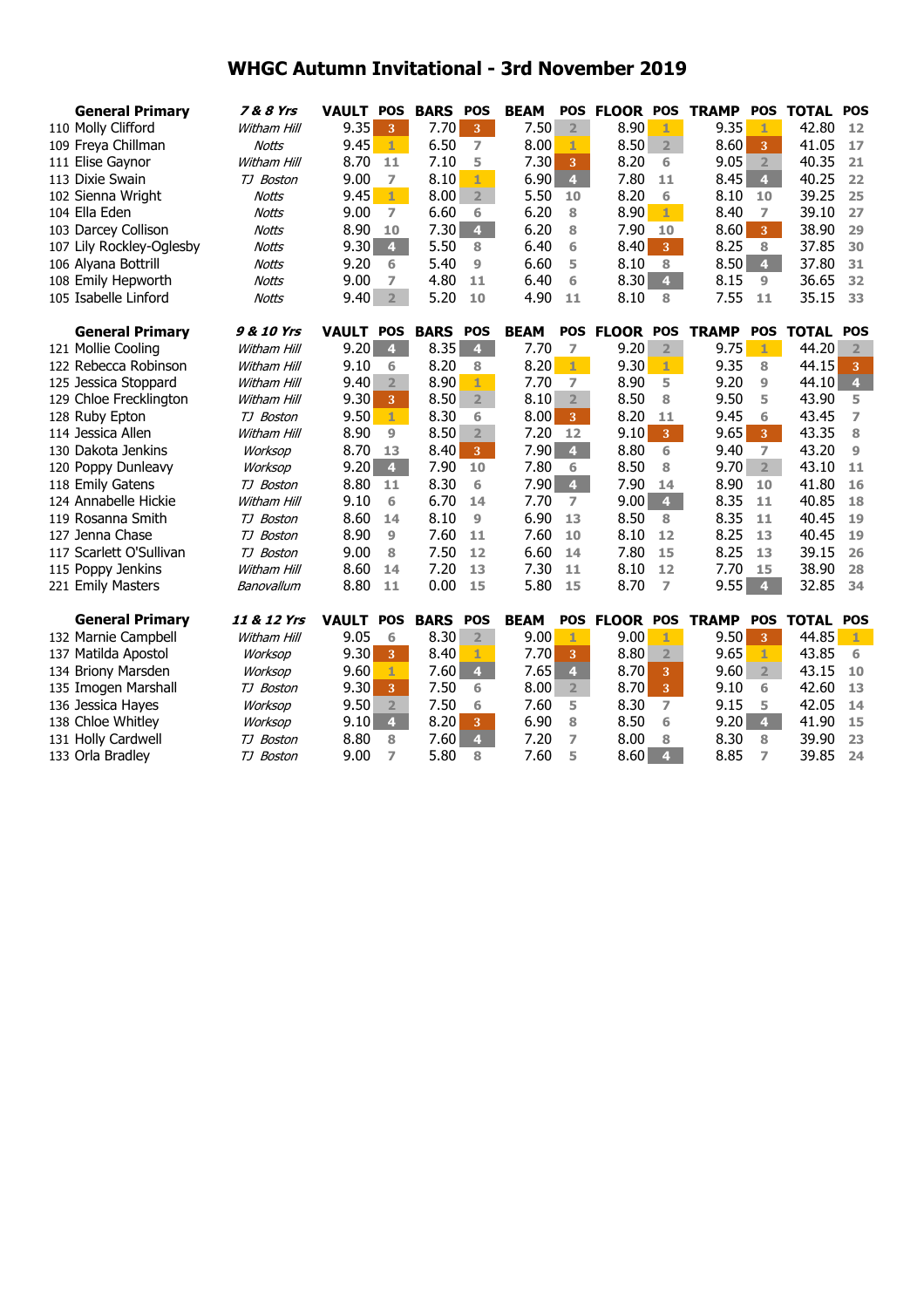# WHGC Autumn Invitational - 3rd November 2019

| General Primary | 7 & 8 Yrs | VAULT | POS | BARS | POS | BEAM | POS | FLOOR | POS | TRAMP | POS | TOTAL | POS |
|---|---|---|---|---|---|---|---|---|---|---|---|---|---|
| 110 Molly Clifford | Witham Hill | 9.35 | 3 | 7.70 | 3 | 7.50 | 2 | 8.90 | 1 | 9.35 | 1 | 42.80 | 12 |
| 109 Freya Chillman | Notts | 9.45 | 1 | 6.50 | 7 | 8.00 | 1 | 8.50 | 2 | 8.60 | 3 | 41.05 | 17 |
| 111 Elise Gaynor | Witham Hill | 8.70 | 11 | 7.10 | 5 | 7.30 | 3 | 8.20 | 6 | 9.05 | 2 | 40.35 | 21 |
| 113 Dixie Swain | TJ Boston | 9.00 | 7 | 8.10 | 1 | 6.90 | 4 | 7.80 | 11 | 8.45 | 4 | 40.25 | 22 |
| 102 Sienna Wright | Notts | 9.45 | 1 | 8.00 | 2 | 5.50 | 10 | 8.20 | 6 | 8.10 | 10 | 39.25 | 25 |
| 104 Ella Eden | Notts | 9.00 | 7 | 6.60 | 6 | 6.20 | 8 | 8.90 | 1 | 8.40 | 7 | 39.10 | 27 |
| 103 Darcey Collison | Notts | 8.90 | 10 | 7.30 | 4 | 6.20 | 8 | 7.90 | 10 | 8.60 | 3 | 38.90 | 29 |
| 107 Lily Rockley-Oglesby | Notts | 9.30 | 4 | 5.50 | 8 | 6.40 | 6 | 8.40 | 3 | 8.25 | 8 | 37.85 | 30 |
| 106 Alyana Bottrill | Notts | 9.20 | 6 | 5.40 | 9 | 6.60 | 5 | 8.10 | 8 | 8.50 | 4 | 37.80 | 31 |
| 108 Emily Hepworth | Notts | 9.00 | 7 | 4.80 | 11 | 6.40 | 6 | 8.30 | 4 | 8.15 | 9 | 36.65 | 32 |
| 105 Isabelle Linford | Notts | 9.40 | 2 | 5.20 | 10 | 4.90 | 11 | 8.10 | 8 | 7.55 | 11 | 35.15 | 33 |

| General Primary | 9 & 10 Yrs | VAULT | POS | BARS | POS | BEAM | POS | FLOOR | POS | TRAMP | POS | TOTAL | POS |
|---|---|---|---|---|---|---|---|---|---|---|---|---|---|
| 121 Mollie Cooling | Witham Hill | 9.20 | 4 | 8.35 | 4 | 7.70 | 7 | 9.20 | 2 | 9.75 | 1 | 44.20 | 2 |
| 122 Rebecca Robinson | Witham Hill | 9.10 | 6 | 8.20 | 8 | 8.20 | 1 | 9.30 | 1 | 9.35 | 8 | 44.15 | 3 |
| 125 Jessica Stoppard | Witham Hill | 9.40 | 2 | 8.90 | 1 | 7.70 | 7 | 8.90 | 5 | 9.20 | 9 | 44.10 | 4 |
| 129 Chloe Frecklington | Witham Hill | 9.30 | 3 | 8.50 | 2 | 8.10 | 2 | 8.50 | 8 | 9.50 | 5 | 43.90 | 5 |
| 128 Ruby Epton | TJ Boston | 9.50 | 1 | 8.30 | 6 | 8.00 | 3 | 8.20 | 11 | 9.45 | 6 | 43.45 | 7 |
| 114 Jessica Allen | Witham Hill | 8.90 | 9 | 8.50 | 2 | 7.20 | 12 | 9.10 | 3 | 9.65 | 3 | 43.35 | 8 |
| 130 Dakota Jenkins | Worksop | 8.70 | 13 | 8.40 | 3 | 7.90 | 4 | 8.80 | 6 | 9.40 | 7 | 43.20 | 9 |
| 120 Poppy Dunleavy | Worksop | 9.20 | 4 | 7.90 | 10 | 7.80 | 6 | 8.50 | 8 | 9.70 | 2 | 43.10 | 11 |
| 118 Emily Gatens | TJ Boston | 8.80 | 11 | 8.30 | 6 | 7.90 | 4 | 7.90 | 14 | 8.90 | 10 | 41.80 | 16 |
| 124 Annabelle Hickie | Witham Hill | 9.10 | 6 | 6.70 | 14 | 7.70 | 7 | 9.00 | 4 | 8.35 | 11 | 40.85 | 18 |
| 119 Rosanna Smith | TJ Boston | 8.60 | 14 | 8.10 | 9 | 6.90 | 13 | 8.50 | 8 | 8.35 | 11 | 40.45 | 19 |
| 127 Jenna Chase | TJ Boston | 8.90 | 9 | 7.60 | 11 | 7.60 | 10 | 8.10 | 12 | 8.25 | 13 | 40.45 | 19 |
| 117 Scarlett O'Sullivan | TJ Boston | 9.00 | 8 | 7.50 | 12 | 6.60 | 14 | 7.80 | 15 | 8.25 | 13 | 39.15 | 26 |
| 115 Poppy Jenkins | Witham Hill | 8.60 | 14 | 7.20 | 13 | 7.30 | 11 | 8.10 | 12 | 7.70 | 15 | 38.90 | 28 |
| 221 Emily Masters | Banovallum | 8.80 | 11 | 0.00 | 15 | 5.80 | 15 | 8.70 | 7 | 9.55 | 4 | 32.85 | 34 |

| General Primary | 11 & 12 Yrs | VAULT | POS | BARS | POS | BEAM | POS | FLOOR | POS | TRAMP | POS | TOTAL | POS |
|---|---|---|---|---|---|---|---|---|---|---|---|---|---|
| 132 Marnie Campbell | Witham Hill | 9.05 | 6 | 8.30 | 2 | 9.00 | 1 | 9.00 | 1 | 9.50 | 3 | 44.85 | 1 |
| 137 Matilda Apostol | Worksop | 9.30 | 3 | 8.40 | 1 | 7.70 | 3 | 8.80 | 2 | 9.65 | 1 | 43.85 | 6 |
| 134 Briony Marsden | Worksop | 9.60 | 1 | 7.60 | 4 | 7.65 | 4 | 8.70 | 3 | 9.60 | 2 | 43.15 | 10 |
| 135 Imogen Marshall | TJ Boston | 9.30 | 3 | 7.50 | 6 | 8.00 | 2 | 8.70 | 3 | 9.10 | 6 | 42.60 | 13 |
| 136 Jessica Hayes | Worksop | 9.50 | 2 | 7.50 | 6 | 7.60 | 5 | 8.30 | 7 | 9.15 | 5 | 42.05 | 14 |
| 138 Chloe Whitley | Worksop | 9.10 | 4 | 8.20 | 3 | 6.90 | 8 | 8.50 | 6 | 9.20 | 4 | 41.90 | 15 |
| 131 Holly Cardwell | TJ Boston | 8.80 | 8 | 7.60 | 4 | 7.20 | 7 | 8.00 | 8 | 8.30 | 8 | 39.90 | 23 |
| 133 Orla Bradley | TJ Boston | 9.00 | 7 | 5.80 | 8 | 7.60 | 5 | 8.60 | 4 | 8.85 | 7 | 39.85 | 24 |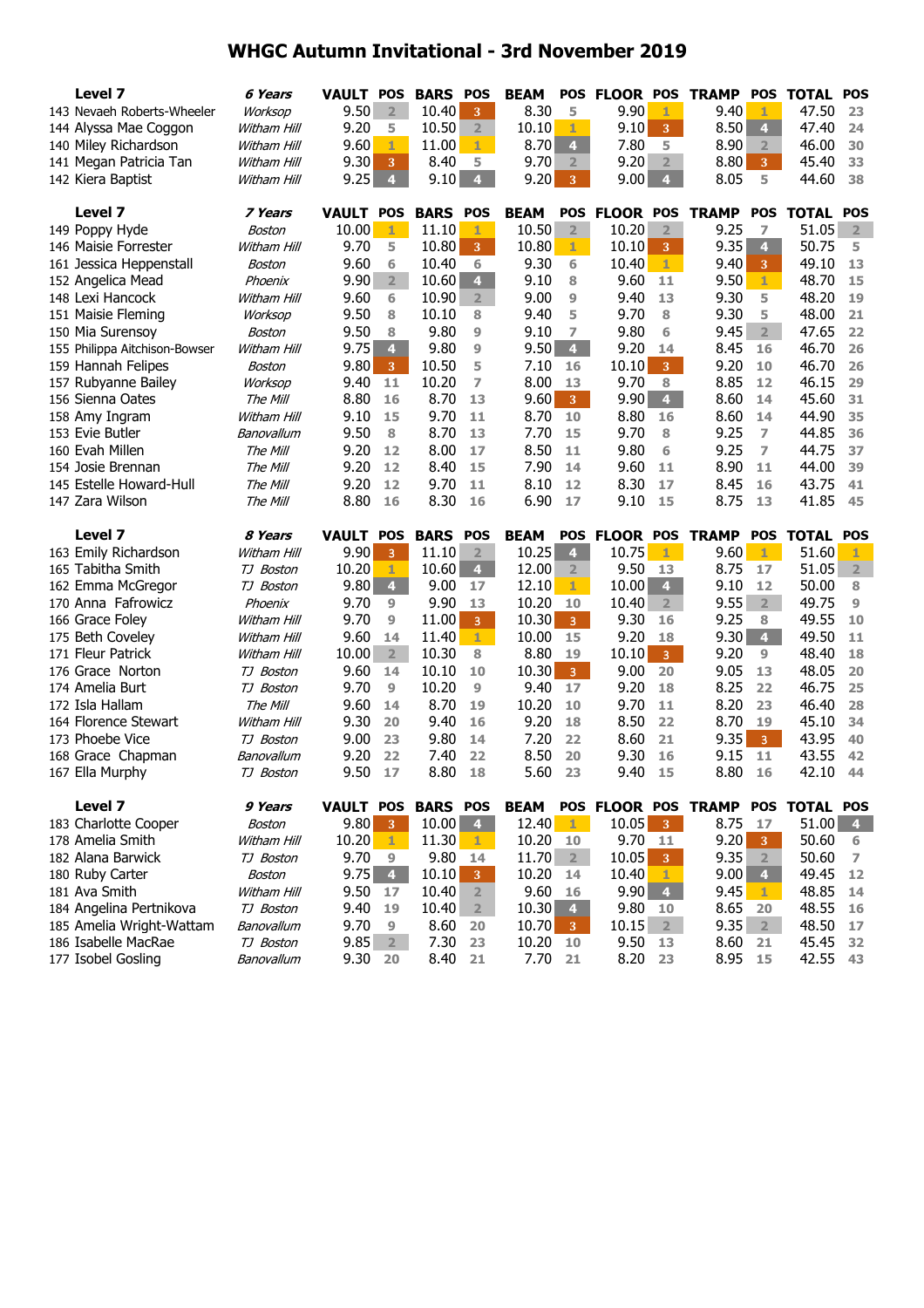# WHGC Autumn Invitational - 3rd November 2019

| Level 7 | 6 Years | VAULT | POS | BARS | POS | BEAM | POS | FLOOR | POS | TRAMP | POS | TOTAL | POS |
|---|---|---|---|---|---|---|---|---|---|---|---|---|---|
| 143 Nevaeh Roberts-Wheeler | *Worksop* | 9.50 | 2 | 10.40 | 3 | 8.30 | 5 | 9.90 | 1 | 9.40 | 1 | 47.50 | 23 |
| 144 Alyssa Mae Coggon | *Witham Hill* | 9.20 | 5 | 10.50 | 2 | 10.10 | 1 | 9.10 | 3 | 8.50 | 4 | 47.40 | 24 |
| 140 Miley Richardson | *Witham Hill* | 9.60 | 1 | 11.00 | 1 | 8.70 | 4 | 7.80 | 5 | 8.90 | 2 | 46.00 | 30 |
| 141 Megan Patricia Tan | *Witham Hill* | 9.30 | 3 | 8.40 | 5 | 9.70 | 2 | 9.20 | 2 | 8.80 | 3 | 45.40 | 33 |
| 142 Kiera Baptist | *Witham Hill* | 9.25 | 4 | 9.10 | 4 | 9.20 | 3 | 9.00 | 4 | 8.05 | 5 | 44.60 | 38 |

| Level 7 | 7 Years | VAULT | POS | BARS | POS | BEAM | POS | FLOOR | POS | TRAMP | POS | TOTAL | POS |
|---|---|---|---|---|---|---|---|---|---|---|---|---|---|
| 149 Poppy Hyde | *Boston* | 10.00 | 1 | 11.10 | 1 | 10.50 | 2 | 10.20 | 2 | 9.25 | 7 | 51.05 | 2 |
| 146 Maisie Forrester | *Witham Hill* | 9.70 | 5 | 10.80 | 3 | 10.80 | 1 | 10.10 | 3 | 9.35 | 4 | 50.75 | 5 |
| 161 Jessica Heppenstall | *Boston* | 9.60 | 6 | 10.40 | 6 | 9.30 | 6 | 10.40 | 1 | 9.40 | 3 | 49.10 | 13 |
| 152 Angelica Mead | *Phoenix* | 9.90 | 2 | 10.60 | 4 | 9.10 | 8 | 9.60 | 11 | 9.50 | 1 | 48.70 | 15 |
| 148 Lexi Hancock | *Witham Hill* | 9.60 | 6 | 10.90 | 2 | 9.00 | 9 | 9.40 | 13 | 9.30 | 5 | 48.20 | 19 |
| 151 Maisie Fleming | *Worksop* | 9.50 | 8 | 10.10 | 8 | 9.40 | 5 | 9.70 | 8 | 9.30 | 5 | 48.00 | 21 |
| 150 Mia Surensoy | *Boston* | 9.50 | 8 | 9.80 | 9 | 9.10 | 7 | 9.80 | 6 | 9.45 | 2 | 47.65 | 22 |
| 155 Philippa Aitchison-Bowser | *Witham Hill* | 9.75 | 4 | 9.80 | 9 | 9.50 | 4 | 9.20 | 14 | 8.45 | 16 | 46.70 | 26 |
| 159 Hannah Felipes | *Boston* | 9.80 | 3 | 10.50 | 5 | 7.10 | 16 | 10.10 | 3 | 9.20 | 10 | 46.70 | 26 |
| 157 Rubyanne Bailey | *Worksop* | 9.40 | 11 | 10.20 | 7 | 8.00 | 13 | 9.70 | 8 | 8.85 | 12 | 46.15 | 29 |
| 156 Sienna Coates | *The Mill* | 8.80 | 16 | 8.70 | 13 | 9.60 | 3 | 9.90 | 4 | 8.60 | 14 | 45.60 | 31 |
| 158 Amy Ingram | *Witham Hill* | 9.10 | 15 | 9.70 | 11 | 8.70 | 10 | 8.80 | 16 | 8.60 | 14 | 44.90 | 35 |
| 153 Evie Butler | *Banovallum* | 9.50 | 8 | 8.70 | 13 | 7.70 | 15 | 9.70 | 8 | 9.25 | 7 | 44.85 | 36 |
| 160 Evah Millen | *The Mill* | 9.20 | 12 | 8.00 | 17 | 8.50 | 11 | 9.80 | 6 | 9.25 | 7 | 44.75 | 37 |
| 154 Josie Brennan | *The Mill* | 9.20 | 12 | 8.40 | 15 | 7.90 | 14 | 9.60 | 11 | 8.90 | 11 | 44.00 | 39 |
| 145 Estelle Howard-Hull | *The Mill* | 9.20 | 12 | 9.70 | 11 | 8.10 | 12 | 8.30 | 17 | 8.45 | 16 | 43.75 | 41 |
| 147 Zara Wilson | *The Mill* | 8.80 | 16 | 8.30 | 16 | 6.90 | 17 | 9.10 | 15 | 8.75 | 13 | 41.85 | 45 |

| Level 7 | 8 Years | VAULT | POS | BARS | POS | BEAM | POS | FLOOR | POS | TRAMP | POS | TOTAL | POS |
|---|---|---|---|---|---|---|---|---|---|---|---|---|---|
| 163 Emily Richardson | *Witham Hill* | 9.90 | 3 | 11.10 | 2 | 10.25 | 4 | 10.75 | 1 | 9.60 | 1 | 51.60 | 1 |
| 165 Tabitha Smith | *TJ Boston* | 10.20 | 1 | 10.60 | 4 | 12.00 | 2 | 9.50 | 13 | 8.75 | 17 | 51.05 | 2 |
| 162 Emma McGregor | *TJ Boston* | 9.80 | 4 | 9.00 | 17 | 12.10 | 1 | 10.00 | 4 | 9.10 | 12 | 50.00 | 8 |
| 170 Anna Fafrowicz | *Phoenix* | 9.70 | 9 | 9.90 | 13 | 10.20 | 10 | 10.40 | 2 | 9.55 | 2 | 49.75 | 9 |
| 166 Grace Foley | *Witham Hill* | 9.70 | 9 | 11.00 | 3 | 10.30 | 3 | 9.30 | 16 | 9.25 | 8 | 49.55 | 10 |
| 175 Beth Coveley | *Witham Hill* | 9.60 | 14 | 11.40 | 1 | 10.00 | 15 | 9.20 | 18 | 9.30 | 4 | 49.50 | 11 |
| 171 Fleur Patrick | *Witham Hill* | 10.00 | 2 | 10.30 | 8 | 8.80 | 19 | 10.10 | 3 | 9.20 | 9 | 48.40 | 18 |
| 176 Grace Norton | *TJ Boston* | 9.60 | 14 | 10.10 | 10 | 10.30 | 3 | 9.00 | 20 | 9.05 | 13 | 48.05 | 20 |
| 174 Amelia Burt | *TJ Boston* | 9.70 | 9 | 10.20 | 9 | 9.40 | 17 | 9.20 | 18 | 8.25 | 22 | 46.75 | 25 |
| 172 Isla Hallam | *The Mill* | 9.60 | 14 | 8.70 | 19 | 10.20 | 10 | 9.70 | 11 | 8.20 | 23 | 46.40 | 28 |
| 164 Florence Stewart | *Witham Hill* | 9.30 | 20 | 9.40 | 16 | 9.20 | 18 | 8.50 | 22 | 8.70 | 19 | 45.10 | 34 |
| 173 Phoebe Vice | *TJ Boston* | 9.00 | 23 | 9.80 | 14 | 7.20 | 22 | 8.60 | 21 | 9.35 | 3 | 43.95 | 40 |
| 168 Grace Chapman | *Banovallum* | 9.20 | 22 | 7.40 | 22 | 8.50 | 20 | 9.30 | 16 | 9.15 | 11 | 43.55 | 42 |
| 167 Ella Murphy | *TJ Boston* | 9.50 | 17 | 8.80 | 18 | 5.60 | 23 | 9.40 | 15 | 8.80 | 16 | 42.10 | 44 |

| Level 7 | 9 Years | VAULT | POS | BARS | POS | BEAM | POS | FLOOR | POS | TRAMP | POS | TOTAL | POS |
|---|---|---|---|---|---|---|---|---|---|---|---|---|---|
| 183 Charlotte Cooper | *Boston* | 9.80 | 3 | 10.00 | 4 | 12.40 | 1 | 10.05 | 3 | 8.75 | 17 | 51.00 | 4 |
| 178 Amelia Smith | *Witham Hill* | 10.20 | 1 | 11.30 | 1 | 10.20 | 10 | 9.70 | 11 | 9.20 | 3 | 50.60 | 6 |
| 182 Alana Barwick | *TJ Boston* | 9.70 | 9 | 9.80 | 14 | 11.70 | 2 | 10.05 | 3 | 9.35 | 2 | 50.60 | 7 |
| 180 Ruby Carter | *Boston* | 9.75 | 4 | 10.10 | 3 | 10.20 | 14 | 10.40 | 1 | 9.00 | 4 | 49.45 | 12 |
| 181 Ava Smith | *Witham Hill* | 9.50 | 17 | 10.40 | 2 | 9.60 | 16 | 9.90 | 4 | 9.45 | 1 | 48.85 | 14 |
| 184 Angelina Pertnikova | *TJ Boston* | 9.40 | 19 | 10.40 | 2 | 10.30 | 4 | 9.80 | 10 | 8.65 | 20 | 48.55 | 16 |
| 185 Amelia Wright-Wattam | *Banovallum* | 9.70 | 9 | 8.60 | 20 | 10.70 | 3 | 10.15 | 2 | 9.35 | 2 | 48.50 | 17 |
| 186 Isabelle MacRae | *TJ Boston* | 9.85 | 2 | 7.30 | 23 | 10.20 | 10 | 9.50 | 13 | 8.60 | 21 | 45.45 | 32 |
| 177 Isobel Gosling | *Banovallum* | 9.30 | 20 | 8.40 | 21 | 7.70 | 21 | 8.20 | 23 | 8.95 | 15 | 42.55 | 43 |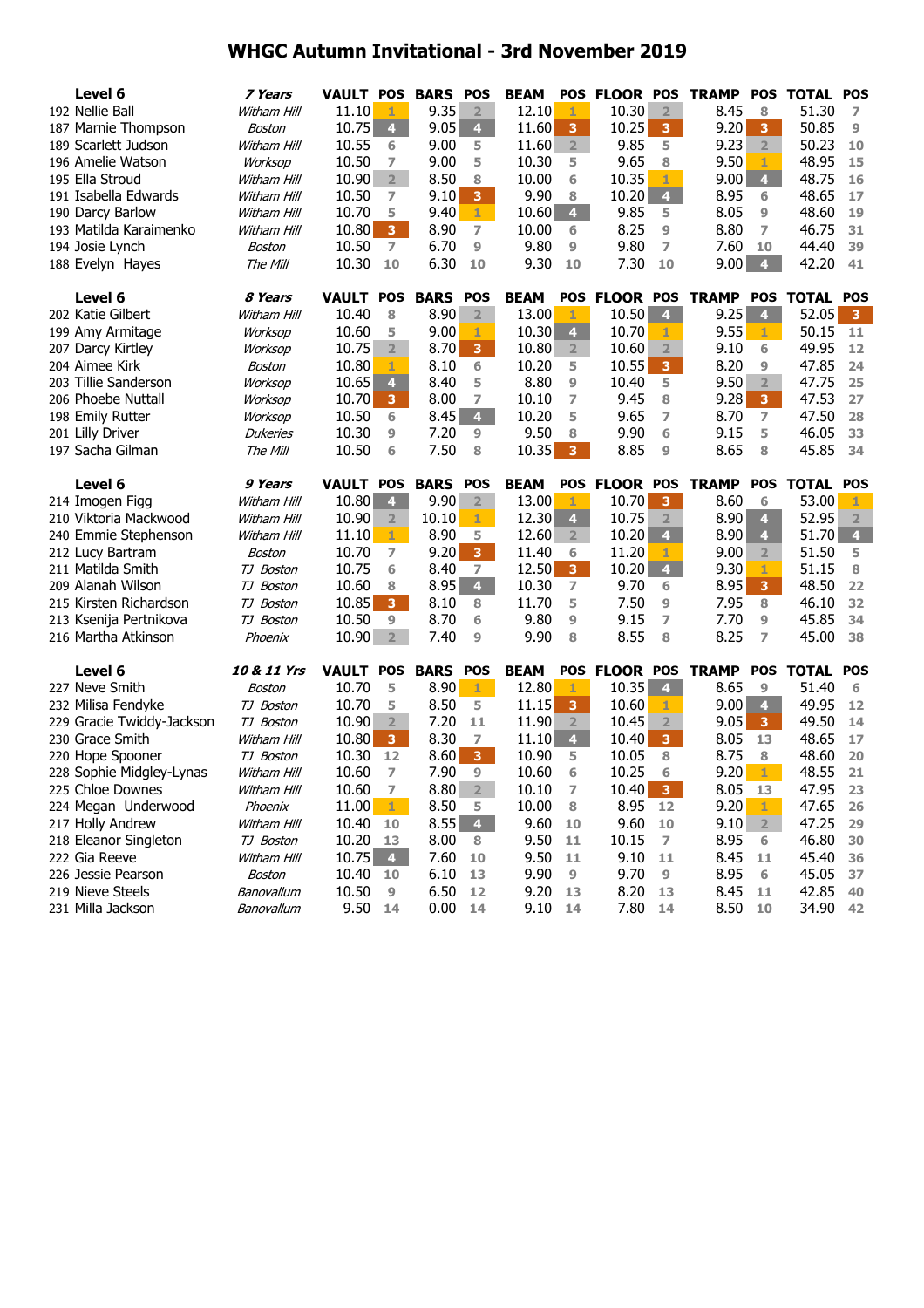# WHGC Autumn Invitational - 3rd November 2019

| Level 6 | 7 Years | VAULT | POS | BARS | POS | BEAM | POS | FLOOR | POS | TRAMP | POS | TOTAL | POS |
|---|---|---|---|---|---|---|---|---|---|---|---|---|---|
| 192 Nellie Ball | *Witham Hill* | 11.10 | 1 | 9.35 | 2 | 12.10 | 1 | 10.30 | 2 | 8.45 | 8 | 51.30 | 7 |
| 187 Marnie Thompson | *Boston* | 10.75 | 4 | 9.05 | 4 | 11.60 | 3 | 10.25 | 3 | 9.20 | 3 | 50.85 | 9 |
| 189 Scarlett Judson | *Witham Hill* | 10.55 | 6 | 9.00 | 5 | 11.60 | 2 | 9.85 | 5 | 9.23 | 2 | 50.23 | 10 |
| 196 Amelie Watson | *Worksop* | 10.50 | 7 | 9.00 | 5 | 10.30 | 5 | 9.65 | 8 | 9.50 | 1 | 48.95 | 15 |
| 195 Ella Stroud | *Witham Hill* | 10.90 | 2 | 8.50 | 8 | 10.00 | 6 | 10.35 | 1 | 9.00 | 4 | 48.75 | 16 |
| 191 Isabella Edwards | *Witham Hill* | 10.50 | 7 | 9.10 | 3 | 9.90 | 8 | 10.20 | 4 | 8.95 | 6 | 48.65 | 17 |
| 190 Darcy Barlow | *Witham Hill* | 10.70 | 5 | 9.40 | 1 | 10.60 | 4 | 9.85 | 5 | 8.05 | 9 | 48.60 | 19 |
| 193 Matilda Karaimenko | *Witham Hill* | 10.80 | 3 | 8.90 | 7 | 10.00 | 6 | 8.25 | 9 | 8.80 | 7 | 46.75 | 31 |
| 194 Josie Lynch | *Boston* | 10.50 | 7 | 6.70 | 9 | 9.80 | 9 | 9.80 | 7 | 7.60 | 10 | 44.40 | 39 |
| 188 Evelyn Hayes | *The Mill* | 10.30 | 10 | 6.30 | 10 | 9.30 | 10 | 7.30 | 10 | 9.00 | 4 | 42.20 | 41 |

| Level 6 | 8 Years | VAULT | POS | BARS | POS | BEAM | POS | FLOOR | POS | TRAMP | POS | TOTAL | POS |
|---|---|---|---|---|---|---|---|---|---|---|---|---|---|
| 202 Katie Gilbert | *Witham Hill* | 10.40 | 8 | 8.90 | 2 | 13.00 | 1 | 10.50 | 4 | 9.25 | 4 | 52.05 | 3 |
| 199 Amy Armitage | *Worksop* | 10.60 | 5 | 9.00 | 1 | 10.30 | 4 | 10.70 | 1 | 9.55 | 1 | 50.15 | 11 |
| 207 Darcy Kirtley | *Worksop* | 10.75 | 2 | 8.70 | 3 | 10.80 | 2 | 10.60 | 2 | 9.10 | 6 | 49.95 | 12 |
| 204 Aimee Kirk | *Boston* | 10.80 | 1 | 8.10 | 6 | 10.20 | 5 | 10.55 | 3 | 8.20 | 9 | 47.85 | 24 |
| 203 Tillie Sanderson | *Worksop* | 10.65 | 4 | 8.40 | 5 | 8.80 | 9 | 10.40 | 5 | 9.50 | 2 | 47.75 | 25 |
| 206 Phoebe Nuttall | *Worksop* | 10.70 | 3 | 8.00 | 7 | 10.10 | 7 | 9.45 | 8 | 9.28 | 3 | 47.53 | 27 |
| 198 Emily Rutter | *Worksop* | 10.50 | 6 | 8.45 | 4 | 10.20 | 5 | 9.65 | 7 | 8.70 | 7 | 47.50 | 28 |
| 201 Lilly Driver | *Dukeries* | 10.30 | 9 | 7.20 | 9 | 9.50 | 8 | 9.90 | 6 | 9.15 | 5 | 46.05 | 33 |
| 197 Sacha Gilman | *The Mill* | 10.50 | 6 | 7.50 | 8 | 10.35 | 3 | 8.85 | 9 | 8.65 | 8 | 45.85 | 34 |

| Level 6 | 9 Years | VAULT | POS | BARS | POS | BEAM | POS | FLOOR | POS | TRAMP | POS | TOTAL | POS |
|---|---|---|---|---|---|---|---|---|---|---|---|---|---|
| 214 Imogen Figg | *Witham Hill* | 10.80 | 4 | 9.90 | 2 | 13.00 | 1 | 10.70 | 3 | 8.60 | 6 | 53.00 | 1 |
| 210 Viktoria Mackwood | *Witham Hill* | 10.90 | 2 | 10.10 | 1 | 12.30 | 4 | 10.75 | 2 | 8.90 | 4 | 52.95 | 2 |
| 240 Emmie Stephenson | *Witham Hill* | 11.10 | 1 | 8.90 | 5 | 12.60 | 2 | 10.20 | 4 | 8.90 | 4 | 51.70 | 4 |
| 212 Lucy Bartram | *Boston* | 10.70 | 7 | 9.20 | 3 | 11.40 | 6 | 11.20 | 1 | 9.00 | 2 | 51.50 | 5 |
| 211 Matilda Smith | *TJ Boston* | 10.75 | 6 | 8.40 | 7 | 12.50 | 3 | 10.20 | 4 | 9.30 | 1 | 51.15 | 8 |
| 209 Alanah Wilson | *TJ Boston* | 10.60 | 8 | 8.95 | 4 | 10.30 | 7 | 9.70 | 6 | 8.95 | 3 | 48.50 | 22 |
| 215 Kirsten Richardson | *TJ Boston* | 10.85 | 3 | 8.10 | 8 | 11.70 | 5 | 7.50 | 9 | 7.95 | 8 | 46.10 | 32 |
| 213 Ksenija Pertnikova | *TJ Boston* | 10.50 | 9 | 8.70 | 6 | 9.80 | 9 | 9.15 | 7 | 7.70 | 9 | 45.85 | 34 |
| 216 Martha Atkinson | *Phoenix* | 10.90 | 2 | 7.40 | 9 | 9.90 | 8 | 8.55 | 8 | 8.25 | 7 | 45.00 | 38 |

| Level 6 | 10 & 11 Yrs | VAULT | POS | BARS | POS | BEAM | POS | FLOOR | POS | TRAMP | POS | TOTAL | POS |
|---|---|---|---|---|---|---|---|---|---|---|---|---|---|
| 227 Neve Smith | *Boston* | 10.70 | 5 | 8.90 | 1 | 12.80 | 1 | 10.35 | 4 | 8.65 | 9 | 51.40 | 6 |
| 232 Milisa Fendyke | *TJ Boston* | 10.70 | 5 | 8.50 | 5 | 11.15 | 3 | 10.60 | 1 | 9.00 | 4 | 49.95 | 12 |
| 229 Gracie Twiddy-Jackson | *TJ Boston* | 10.90 | 2 | 7.20 | 11 | 11.90 | 2 | 10.45 | 2 | 9.05 | 3 | 49.50 | 14 |
| 230 Grace Smith | *Witham Hill* | 10.80 | 3 | 8.30 | 7 | 11.10 | 4 | 10.40 | 3 | 8.05 | 13 | 48.65 | 17 |
| 220 Hope Spooner | *TJ Boston* | 10.30 | 12 | 8.60 | 3 | 10.90 | 5 | 10.05 | 8 | 8.75 | 8 | 48.60 | 20 |
| 228 Sophie Midgley-Lynas | *Witham Hill* | 10.60 | 7 | 7.90 | 9 | 10.60 | 6 | 10.25 | 6 | 9.20 | 1 | 48.55 | 21 |
| 225 Chloe Downes | *Witham Hill* | 10.60 | 7 | 8.80 | 2 | 10.10 | 7 | 10.40 | 3 | 8.05 | 13 | 47.95 | 23 |
| 224 Megan Underwood | *Phoenix* | 11.00 | 1 | 8.50 | 5 | 10.00 | 8 | 8.95 | 12 | 9.20 | 1 | 47.65 | 26 |
| 217 Holly Andrew | *Witham Hill* | 10.40 | 10 | 8.55 | 4 | 9.60 | 10 | 9.60 | 10 | 9.10 | 2 | 47.25 | 29 |
| 218 Eleanor Singleton | *TJ Boston* | 10.20 | 13 | 8.00 | 8 | 9.50 | 11 | 10.15 | 7 | 8.95 | 6 | 46.80 | 30 |
| 222 Gia Reeve | *Witham Hill* | 10.75 | 4 | 7.60 | 10 | 9.50 | 11 | 9.10 | 11 | 8.45 | 11 | 45.40 | 36 |
| 226 Jessie Pearson | *Boston* | 10.40 | 10 | 6.10 | 13 | 9.90 | 9 | 9.70 | 9 | 8.95 | 6 | 45.05 | 37 |
| 219 Nieve Steels | *Banovallum* | 10.50 | 9 | 6.50 | 12 | 9.20 | 13 | 8.20 | 13 | 8.45 | 11 | 42.85 | 40 |
| 231 Milla Jackson | *Banovallum* | 9.50 | 14 | 0.00 | 14 | 9.10 | 14 | 7.80 | 14 | 8.50 | 10 | 34.90 | 42 |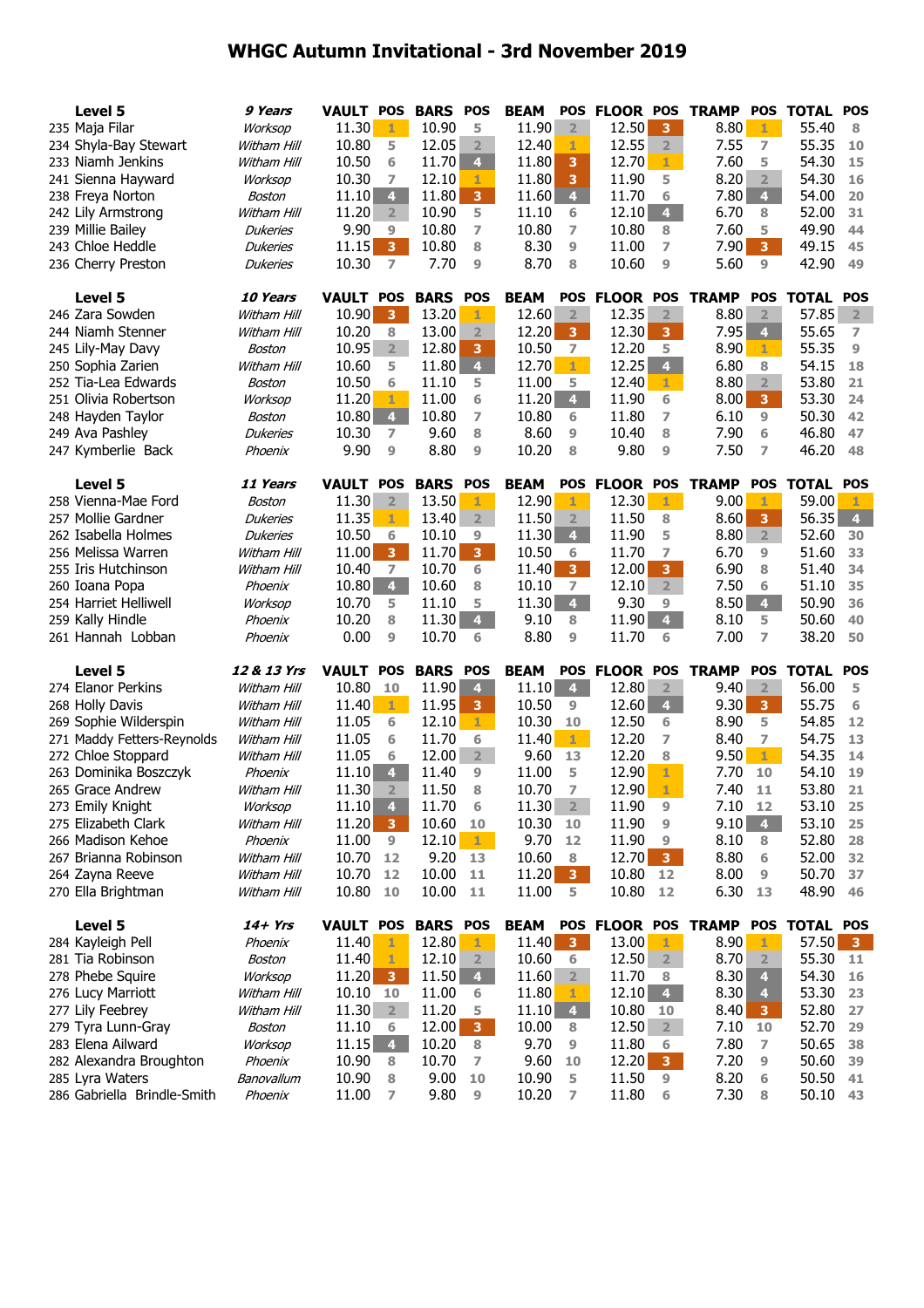# WHGC Autumn Invitational - 3rd November 2019

| Level 5 | *9 Years* | VAULT | POS | BARS | POS | BEAM | POS | FLOOR | POS | TRAMP | POS | TOTAL | POS |
|---|---|---|---|---|---|---|---|---|---|---|---|---|---|
| 235 Maja Filar | *Worksop* | 11.30 | 1 | 10.90 | 5 | 11.90 | 2 | 12.50 | 3 | 8.80 | 1 | 55.40 | 8 |
| 234 Shyla-Bay Stewart | *Witham Hill* | 10.80 | 5 | 12.05 | 2 | 12.40 | 1 | 12.55 | 2 | 7.55 | 7 | 55.35 | 10 |
| 233 Niamh Jenkins | *Witham Hill* | 10.50 | 6 | 11.70 | 4 | 11.80 | 3 | 12.70 | 1 | 7.60 | 5 | 54.30 | 15 |
| 241 Sienna Hayward | *Worksop* | 10.30 | 7 | 12.10 | 1 | 11.80 | 3 | 11.90 | 5 | 8.20 | 2 | 54.30 | 16 |
| 238 Freya Norton | *Boston* | 11.10 | 4 | 11.80 | 3 | 11.60 | 4 | 11.70 | 6 | 7.80 | 4 | 54.00 | 20 |
| 242 Lily Armstrong | *Witham Hill* | 11.20 | 2 | 10.90 | 5 | 11.10 | 6 | 12.10 | 4 | 6.70 | 8 | 52.00 | 31 |
| 239 Millie Bailey | *Dukeries* | 9.90 | 9 | 10.80 | 7 | 10.80 | 7 | 10.80 | 8 | 7.60 | 5 | 49.90 | 44 |
| 243 Chloe Heddle | *Dukeries* | 11.15 | 3 | 10.80 | 8 | 8.30 | 9 | 11.00 | 7 | 7.90 | 3 | 49.15 | 45 |
| 236 Cherry Preston | *Dukeries* | 10.30 | 7 | 7.70 | 9 | 8.70 | 8 | 10.60 | 9 | 5.60 | 9 | 42.90 | 49 |

| Level 5 | *10 Years* | VAULT | POS | BARS | POS | BEAM | POS | FLOOR | POS | TRAMP | POS | TOTAL | POS |
|---|---|---|---|---|---|---|---|---|---|---|---|---|---|
| 246 Zara Sowden | *Witham Hill* | 10.90 | 3 | 13.20 | 1 | 12.60 | 2 | 12.35 | 2 | 8.80 | 2 | 57.85 | 2 |
| 244 Niamh Stenner | *Witham Hill* | 10.20 | 8 | 13.00 | 2 | 12.20 | 3 | 12.30 | 3 | 7.95 | 4 | 55.65 | 7 |
| 245 Lily-May Davy | *Boston* | 10.95 | 2 | 12.80 | 3 | 10.50 | 7 | 12.20 | 5 | 8.90 | 1 | 55.35 | 9 |
| 250 Sophia Zarien | *Witham Hill* | 10.60 | 5 | 11.80 | 4 | 12.70 | 1 | 12.25 | 4 | 6.80 | 8 | 54.15 | 18 |
| 252 Tia-Lea Edwards | *Boston* | 10.50 | 6 | 11.10 | 5 | 11.00 | 5 | 12.40 | 1 | 8.80 | 2 | 53.80 | 21 |
| 251 Olivia Robertson | *Worksop* | 11.20 | 1 | 11.00 | 6 | 11.20 | 4 | 11.90 | 6 | 8.00 | 3 | 53.30 | 24 |
| 248 Hayden Taylor | *Boston* | 10.80 | 4 | 10.80 | 7 | 10.80 | 6 | 11.80 | 7 | 6.10 | 9 | 50.30 | 42 |
| 249 Ava Pashley | *Dukeries* | 10.30 | 7 | 9.60 | 8 | 8.60 | 9 | 10.40 | 8 | 7.90 | 6 | 46.80 | 47 |
| 247 Kymberlie  Back | *Phoenix* | 9.90 | 9 | 8.80 | 9 | 10.20 | 8 | 9.80 | 9 | 7.50 | 7 | 46.20 | 48 |

| Level 5 | *11 Years* | VAULT | POS | BARS | POS | BEAM | POS | FLOOR | POS | TRAMP | POS | TOTAL | POS |
|---|---|---|---|---|---|---|---|---|---|---|---|---|---|
| 258 Vienna-Mae Ford | *Boston* | 11.30 | 2 | 13.50 | 1 | 12.90 | 1 | 12.30 | 1 | 9.00 | 1 | 59.00 | 1 |
| 257 Mollie Gardner | *Dukeries* | 11.35 | 1 | 13.40 | 2 | 11.50 | 2 | 11.50 | 8 | 8.60 | 3 | 56.35 | 4 |
| 262 Isabella Holmes | *Dukeries* | 10.50 | 6 | 10.10 | 9 | 11.30 | 4 | 11.90 | 5 | 8.80 | 2 | 52.60 | 30 |
| 256 Melissa Warren | *Witham Hill* | 11.00 | 3 | 11.70 | 3 | 10.50 | 6 | 11.70 | 7 | 6.70 | 9 | 51.60 | 33 |
| 255 Iris Hutchinson | *Witham Hill* | 10.40 | 7 | 10.70 | 6 | 11.40 | 3 | 12.00 | 3 | 6.90 | 8 | 51.40 | 34 |
| 260 Ioana Popa | *Phoenix* | 10.80 | 4 | 10.60 | 8 | 10.10 | 7 | 12.10 | 2 | 7.50 | 6 | 51.10 | 35 |
| 254 Harriet Helliwell | *Worksop* | 10.70 | 5 | 11.10 | 5 | 11.30 | 4 | 9.30 | 9 | 8.50 | 4 | 50.90 | 36 |
| 259 Kally Hindle | *Phoenix* | 10.20 | 8 | 11.30 | 4 | 9.10 | 8 | 11.90 | 4 | 8.10 | 5 | 50.60 | 40 |
| 261 Hannah  Lobban | *Phoenix* | 0.00 | 9 | 10.70 | 6 | 8.80 | 9 | 11.70 | 6 | 7.00 | 7 | 38.20 | 50 |

| Level 5 | *12 & 13 Yrs* | VAULT | POS | BARS | POS | BEAM | POS | FLOOR | POS | TRAMP | POS | TOTAL | POS |
|---|---|---|---|---|---|---|---|---|---|---|---|---|---|
| 274 Elanor Perkins | *Witham Hill* | 10.80 | 10 | 11.90 | 4 | 11.10 | 4 | 12.80 | 2 | 9.40 | 2 | 56.00 | 5 |
| 268 Holly Davis | *Witham Hill* | 11.40 | 1 | 11.95 | 3 | 10.50 | 9 | 12.60 | 4 | 9.30 | 3 | 55.75 | 6 |
| 269 Sophie Wilderspin | *Witham Hill* | 11.05 | 6 | 12.10 | 1 | 10.30 | 10 | 12.50 | 6 | 8.90 | 5 | 54.85 | 12 |
| 271 Maddy Fetters-Reynolds | *Witham Hill* | 11.05 | 6 | 11.70 | 6 | 11.40 | 1 | 12.20 | 7 | 8.40 | 7 | 54.75 | 13 |
| 272 Chloe Stoppard | *Witham Hill* | 11.05 | 6 | 12.00 | 2 | 9.60 | 13 | 12.20 | 8 | 9.50 | 1 | 54.35 | 14 |
| 263 Dominika Boszczyk | *Phoenix* | 11.10 | 4 | 11.40 | 9 | 11.00 | 5 | 12.90 | 1 | 7.70 | 10 | 54.10 | 19 |
| 265 Grace Andrew | *Witham Hill* | 11.30 | 2 | 11.50 | 8 | 10.70 | 7 | 12.90 | 1 | 7.40 | 11 | 53.80 | 21 |
| 273 Emily Knight | *Worksop* | 11.10 | 4 | 11.70 | 6 | 11.30 | 2 | 11.90 | 9 | 7.10 | 12 | 53.10 | 25 |
| 275 Elizabeth Clark | *Witham Hill* | 11.20 | 3 | 10.60 | 10 | 10.30 | 10 | 11.90 | 9 | 9.10 | 4 | 53.10 | 25 |
| 266 Madison Kehoe | *Phoenix* | 11.00 | 9 | 12.10 | 1 | 9.70 | 12 | 11.90 | 9 | 8.10 | 8 | 52.80 | 28 |
| 267 Brianna Robinson | *Witham Hill* | 10.70 | 12 | 9.20 | 13 | 10.60 | 8 | 12.70 | 3 | 8.80 | 6 | 52.00 | 32 |
| 264 Zayna Reeve | *Witham Hill* | 10.70 | 12 | 10.00 | 11 | 11.20 | 3 | 10.80 | 12 | 8.00 | 9 | 50.70 | 37 |
| 270 Ella Brightman | *Witham Hill* | 10.80 | 10 | 10.00 | 11 | 11.00 | 5 | 10.80 | 12 | 6.30 | 13 | 48.90 | 46 |

| Level 5 | *14+ Yrs* | VAULT | POS | BARS | POS | BEAM | POS | FLOOR | POS | TRAMP | POS | TOTAL | POS |
|---|---|---|---|---|---|---|---|---|---|---|---|---|---|
| 284 Kayleigh Pell | *Phoenix* | 11.40 | 1 | 12.80 | 1 | 11.40 | 3 | 13.00 | 1 | 8.90 | 1 | 57.50 | 3 |
| 281 Tia Robinson | *Boston* | 11.40 | 1 | 12.10 | 2 | 10.60 | 6 | 12.50 | 2 | 8.70 | 2 | 55.30 | 11 |
| 278 Phebe Squire | *Worksop* | 11.20 | 3 | 11.50 | 4 | 11.60 | 2 | 11.70 | 8 | 8.30 | 4 | 54.30 | 16 |
| 276 Lucy Marriott | *Witham Hill* | 10.10 | 10 | 11.00 | 6 | 11.80 | 1 | 12.10 | 4 | 8.30 | 4 | 53.30 | 23 |
| 277 Lily Feebrey | *Witham Hill* | 11.30 | 2 | 11.20 | 5 | 11.10 | 4 | 10.80 | 10 | 8.40 | 3 | 52.80 | 27 |
| 279 Tyra Lunn-Gray | *Boston* | 11.10 | 6 | 12.00 | 3 | 10.00 | 8 | 12.50 | 2 | 7.10 | 10 | 52.70 | 29 |
| 283 Elena Ailward | *Worksop* | 11.15 | 4 | 10.20 | 8 | 9.70 | 9 | 11.80 | 6 | 7.80 | 7 | 50.65 | 38 |
| 282 Alexandra Broughton | *Phoenix* | 10.90 | 8 | 10.70 | 7 | 9.60 | 10 | 12.20 | 3 | 7.20 | 9 | 50.60 | 39 |
| 285 Lyra Waters | *Banovallum* | 10.90 | 8 | 9.00 | 10 | 10.90 | 5 | 11.50 | 9 | 8.20 | 6 | 50.50 | 41 |
| 286 Gabriella  Brindle-Smith | *Phoenix* | 11.00 | 7 | 9.80 | 9 | 10.20 | 7 | 11.80 | 6 | 7.30 | 8 | 50.10 | 43 |